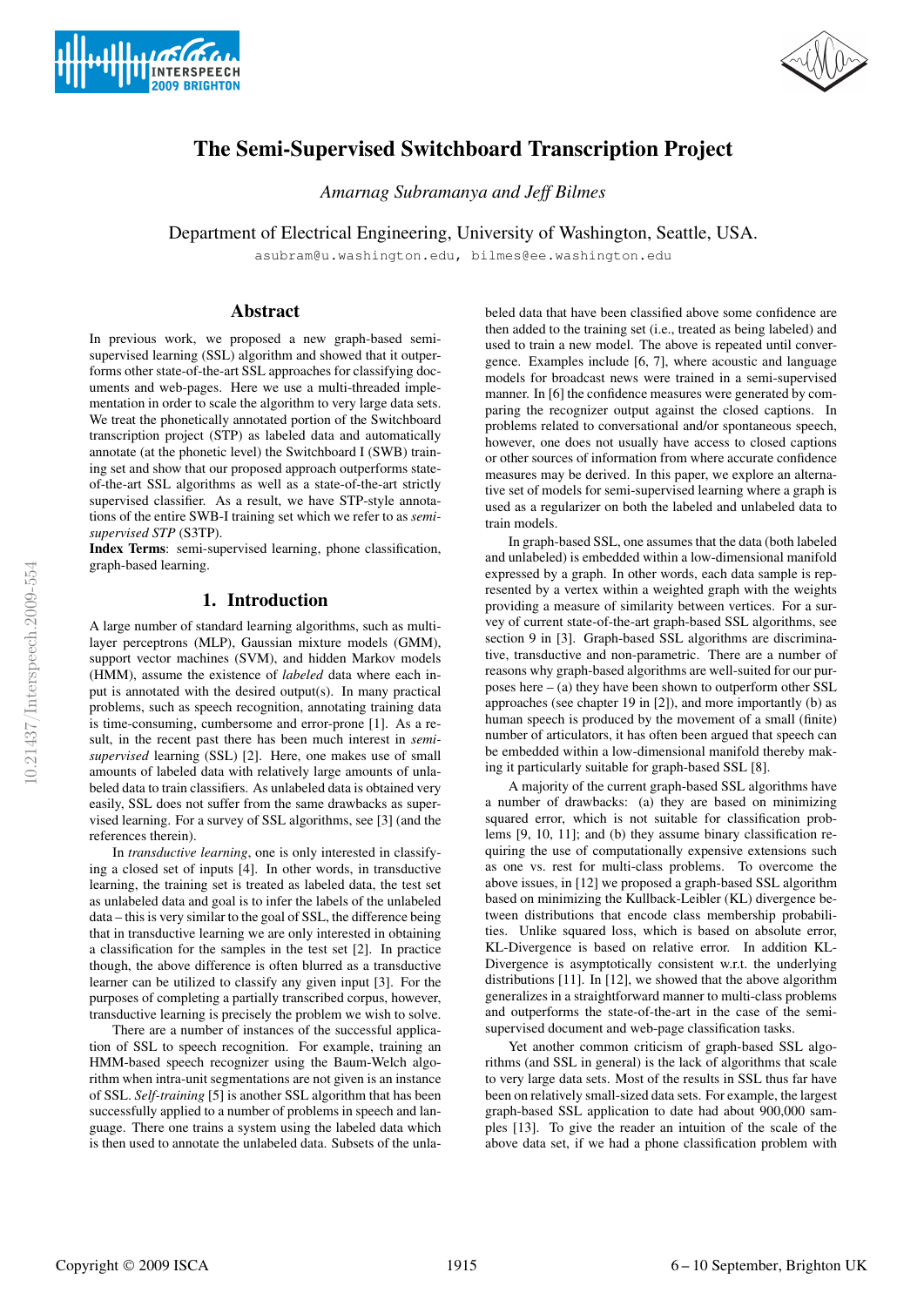# The Semi-Supervised Switchboard Transcription Project

*Amarnag Subramanya and Jeff Bilmes*

Department of Electrical Engineering, University of Washington, Seattle, USA.

asubram@u.washington.edu, bilmes@ee.washington.edu

## Abstract

In previous work, we proposed a new graph-based semi-supervised learning (SSL) algorithm and showed that it outperforms other state-of-the-art SSL approaches for classifying documents and web-pages. Here we use a multi-threaded implementation in order to scale the algorithm to very large data sets. We treat the phonetically annotated portion of the Switchboard transcription project (STP) as labeled data and automatically annotate (at the phonetic level) the Switchboard I (SWB) training set and show that our proposed approach outperforms state-of-the-art SSL algorithms as well as a state-of-the-art strictly supervised classifier. As a result, we have STP-style annotations of the entire SWB-I training set which we refer to as *semi-supervised STP* (S3TP).

**Index Terms**: semi-supervised learning, phone classification, graph-based learning.

## 1. Introduction

A large number of standard learning algorithms, such as multi-layer perceptrons (MLP), Gaussian mixture models (GMM), support vector machines (SVM), and hidden Markov models (HMM), assume the existence of *labeled* data where each input is annotated with the desired output(s). In many practical problems, such as speech recognition, annotating training data is time-consuming, cumbersome and error-prone [1]. As a result, in the recent past there has been much interest in *semi-supervised* learning (SSL) [2]. Here, one makes use of small amounts of labeled data with relatively large amounts of unlabeled data to train classifiers. As unlabeled data is obtained very easily, SSL does not suffer from the same drawbacks as supervised learning. For a survey of SSL algorithms, see [3] (and the references therein).

In *transductive learning*, one is only interested in classifying a closed set of inputs [4]. In other words, in transductive learning, the training set is treated as labeled data, the test set as unlabeled data and goal is to infer the labels of the unlabeled data – this is very similar to the goal of SSL, the difference being that in transductive learning we are only interested in obtaining a classification for the samples in the test set [2]. In practice though, the above difference is often blurred as a transductive learner can be utilized to classify any given input [3]. For the purposes of completing a partially transcribed corpus, however, transductive learning is precisely the problem we wish to solve.

There are a number of instances of the successful application of SSL to speech recognition. For example, training an HMM-based speech recognizer using the Baum-Welch algorithm when intra-unit segmentations are not given is an instance of SSL. *Self-training* [5] is another SSL algorithm that has been successfully applied to a number of problems in speech and language. There one trains a system using the labeled data which is then used to annotate the unlabeled data. Subsets of the unlabeled data that have been classified above some confidence are then added to the training set (i.e., treated as being labeled) and used to train a new model. The above is repeated until convergence. Examples include [6, 7], where acoustic and language models for broadcast news were trained in a semi-supervised manner. In [6] the confidence measures were generated by comparing the recognizer output against the closed captions. In problems related to conversational and/or spontaneous speech, however, one does not usually have access to closed captions or other sources of information from where accurate confidence measures may be derived. In this paper, we explore an alternative set of models for semi-supervised learning where a graph is used as a regularizer on both the labeled and unlabeled data to train models.

In graph-based SSL, one assumes that the data (both labeled and unlabeled) is embedded within a low-dimensional manifold expressed by a graph. In other words, each data sample is represented by a vertex within a weighted graph with the weights providing a measure of similarity between vertices. For a survey of current state-of-the-art graph-based SSL algorithms, see section 9 in [3]. Graph-based SSL algorithms are discriminative, transductive and non-parametric. There are a number of reasons why graph-based algorithms are well-suited for our purposes here – (a) they have been shown to outperform other SSL approaches (see chapter 19 in [2]), and more importantly (b) as human speech is produced by the movement of a small (finite) number of articulators, it has often been argued that speech can be embedded within a low-dimensional manifold thereby making it particularly suitable for graph-based SSL [8].

A majority of the current graph-based SSL algorithms have a number of drawbacks: (a) they are based on minimizing squared error, which is not suitable for classification problems [9, 10, 11]; and (b) they assume binary classification requiring the use of computationally expensive extensions such as one vs. rest for multi-class problems. To overcome the above issues, in [12] we proposed a graph-based SSL algorithm based on minimizing the Kullback-Leibler (KL) divergence between distributions that encode class membership probabilities. Unlike squared loss, which is based on absolute error, KL-Divergence is based on relative error. In addition KL-Divergence is asymptotically consistent w.r.t. the underlying distributions [11]. In [12], we showed that the above algorithm generalizes in a straightforward manner to multi-class problems and outperforms the state-of-the-art in the case of the semi-supervised document and web-page classification tasks.

Yet another common criticism of graph-based SSL algorithms (and SSL in general) is the lack of algorithms that scale to very large data sets. Most of the results in SSL thus far have been on relatively small-sized data sets. For example, the largest graph-based SSL application to date had about 900,000 samples [13]. To give the reader an intuition of the scale of the above data set, if we had a phone classification problem with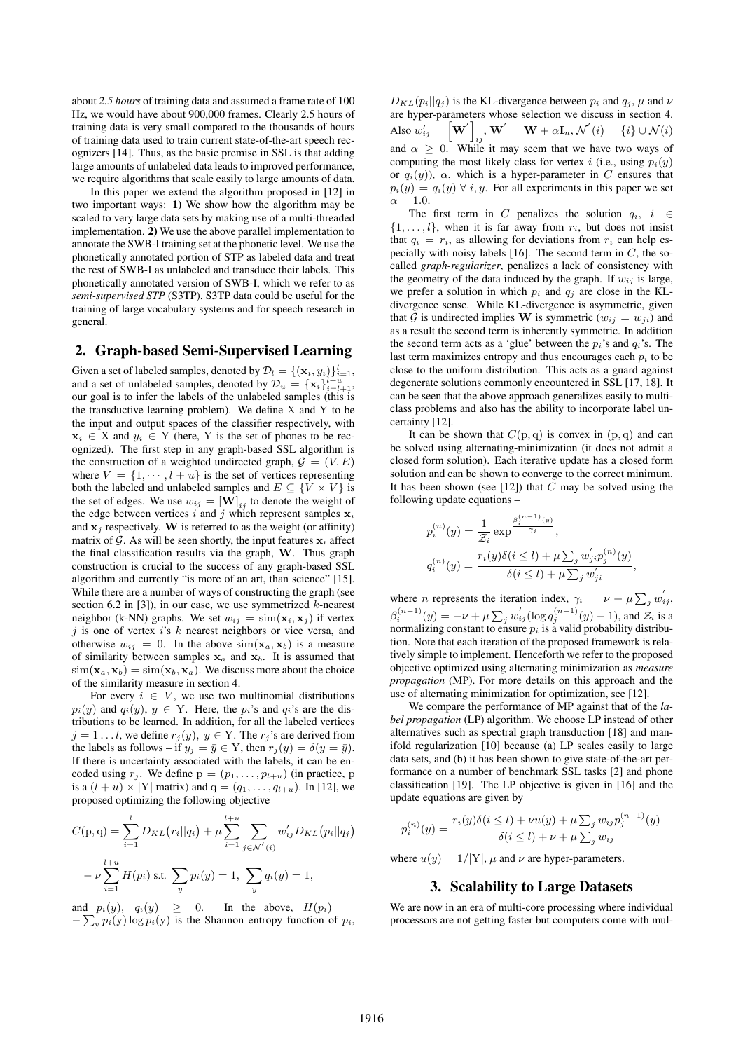about *2.5 hours* of training data and assumed a frame rate of 100 Hz, we would have about 900,000 frames. Clearly 2.5 hours of training data is very small compared to the thousands of hours of training data used to train current state-of-the-art speech recognizers [14]. Thus, as the basic premise in SSL is that adding large amounts of unlabeled data leads to improved performance, we require algorithms that scale easily to large amounts of data.

In this paper we extend the algorithm proposed in [12] in two important ways: **1)** We show how the algorithm may be scaled to very large data sets by making use of a multi-threaded implementation. **2)** We use the above parallel implementation to annotate the SWB-I training set at the phonetic level. We use the phonetically annotated portion of STP as labeled data and treat the rest of SWB-I as unlabeled and transduce their labels. This phonetically annotated version of SWB-I, which we refer to as *semi-supervised STP* (S3TP). S3TP data could be useful for the training of large vocabulary systems and for speech research in general.

## 2. Graph-based Semi-Supervised Learning

Given a set of labeled samples, denoted by $\mathcal{D}_l = \{(\mathbf{x}_i, y_i)\}_{i=1}^{l}$, and a set of unlabeled samples, denoted by $\mathcal{D}_u = \{\mathbf{x}_i\}_{i=l+1}^{l+u}$, our goal is to infer the labels of the unlabeled samples (this is the transductive learning problem). We define X and Y to be the input and output spaces of the classifier respectively, with $\mathbf{x}_i \in$ X and $y_i \in$ Y (here, Y is the set of phones to be recognized). The first step in any graph-based SSL algorithm is the construction of a weighted undirected graph, $\mathcal{G} = (V, E)$ where $V = \{1, \cdots, l+u\}$ is the set of vertices representing both the labeled and unlabeled samples and $E \subseteq \{V \times V\}$ is the set of edges. We use $w_{ij} = [\mathbf{W}]_{ij}$ to denote the weight of the edge between vertices $i$ and $j$ which represent samples $\mathbf{x}_i$ and $\mathbf{x}_j$ respectively. $\mathbf{W}$ is referred to as the weight (or affinity) matrix of $\mathcal{G}$. As will be seen shortly, the input features $\mathbf{x}_i$ affect the final classification results via the graph, $\mathbf{W}$. Thus graph construction is crucial to the success of any graph-based SSL algorithm and currently "is more of an art, than science" [15]. While there are a number of ways of constructing the graph (see section 6.2 in [3]), in our case, we use symmetrized $k$-nearest neighbor (k-NN) graphs. We set $w_{ij} = \text{sim}(\mathbf{x}_i, \mathbf{x}_j)$ if vertex $j$ is one of vertex $i$'s $k$ nearest neighbors or vice versa, and otherwise $w_{ij} = 0$. In the above $\text{sim}(\mathbf{x}_a, \mathbf{x}_b)$ is a measure of similarity between samples $\mathbf{x}_a$ and $\mathbf{x}_b$. It is assumed that $\text{sim}(\mathbf{x}_a, \mathbf{x}_b) = \text{sim}(\mathbf{x}_b, \mathbf{x}_a)$. We discuss more about the choice of the similarity measure in section 4.

For every $i \in V$, we use two multinomial distributions $p_i(y)$ and $q_i(y)$, $y \in$ Y. Here, the $p_i$'s and $q_i$'s are the distributions to be learned. In addition, for all the labeled vertices $j = 1 \ldots l$, we define $r_j(y)$, $y \in$ Y. The $r_j$'s are derived from the labels as follows – if $y_j = \bar{y} \in$ Y, then $r_j(y) = \delta(y = \bar{y})$. If there is uncertainty associated with the labels, it can be encoded using $r_j$. We define $\text{p} = (p_1, \ldots, p_{l+u})$ (in practice, p is a $(l+u) \times |\text{Y}|$ matrix) and $\text{q} = (q_1, \ldots, q_{l+u})$. In [12], we proposed optimizing the following objective

$$C(\text{p}, \text{q}) = \sum_{i=1}^{l} D_{KL}\big(r_i || q_i\big) + \mu \sum_{i=1}^{l+u} \sum_{j \in \mathcal{N}^{'}(i)} w_{ij}' D_{KL}\big(p_i || q_j\big)$$

$$- \nu \sum_{i=1}^{l+u} H(p_i) \text{ s.t. } \sum_y p_i(y) = 1, \ \sum_y q_i(y) = 1,$$

and $p_i(y)$, $q_i(y) \geq 0$. In the above, $H(p_i) = -\sum_{\text{y}} p_i(\text{y}) \log p_i(\text{y})$ is the Shannon entropy function of $p_i$, $D_{KL}(p_i||q_j)$ is the KL-divergence between $p_i$ and $q_j$, $\mu$ and $\nu$ are hyper-parameters whose selection we discuss in section 4. Also $w_{ij}' = \left[\mathbf{W}^{'}\right]_{ij}$, $\mathbf{W}^{'} = \mathbf{W} + \alpha \mathbf{I}_n$, $\mathcal{N}^{'}(i) = \{i\} \cup \mathcal{N}(i)$ and $\alpha \geq 0$. While it may seem that we have two ways of computing the most likely class for vertex $i$ (i.e., using $p_i(y)$ or $q_i(y)$), $\alpha$, which is a hyper-parameter in $C$ ensures that $p_i(y) = q_i(y) \ \forall \ i, y$. For all experiments in this paper we set $\alpha = 1.0$.

The first term in $C$ penalizes the solution $q_i$, $i \in \{1, \ldots, l\}$, when it is far away from $r_i$, but does not insist that $q_i = r_i$, as allowing for deviations from $r_i$ can help especially with noisy labels [16]. The second term in $C$, the so-called *graph-regularizer*, penalizes a lack of consistency with the geometry of the data induced by the graph. If $w_{ij}$ is large, we prefer a solution in which $p_i$ and $q_j$ are close in the KL-divergence sense. While KL-divergence is asymmetric, given that $\mathcal{G}$ is undirected implies $\mathbf{W}$ is symmetric ($w_{ij} = w_{ji}$) and as a result the second term is inherently symmetric. In addition the second term acts as a 'glue' between the $p_i$'s and $q_i$'s. The last term maximizes entropy and thus encourages each $p_i$ to be close to the uniform distribution. This acts as a guard against degenerate solutions commonly encountered in SSL [17, 18]. It can be seen that the above approach generalizes easily to multi-class problems and also has the ability to incorporate label uncertainty [12].

It can be shown that $C(\text{p}, \text{q})$ is convex in $(\text{p}, \text{q})$ and can be solved using alternating-minimization (it does not admit a closed form solution). Each iterative update has a closed form solution and can be shown to converge to the correct minimum. It has been shown (see [12]) that $C$ may be solved using the following update equations –

$$p_i^{(n)}(y) = \frac{1}{\mathcal{Z}_i} \exp^{\frac{\beta_i^{(n-1)}(y)}{\gamma_i}},$$

$$q_i^{(n)}(y) = \frac{r_i(y)\delta(i \leq l) + \mu \sum_j w_{ji}^{'} p_j^{(n)}(y)}{\delta(i \leq l) + \mu \sum_j w_{ji}^{'}},$$

where $n$ represents the iteration index, $\gamma_i = \nu + \mu \sum_j w_{ij}^{'}$, $\beta_i^{(n-1)}(y) = -\nu + \mu \sum_j w_{ij}^{'}(\log q_j^{(n-1)}(y) - 1)$, and $\mathcal{Z}_i$ is a normalizing constant to ensure $p_i$ is a valid probability distribution. Note that each iteration of the proposed framework is relatively simple to implement. Henceforth we refer to the proposed objective optimized using alternating minimization as *measure propagation* (MP). For more details on this approach and the use of alternating minimization for optimization, see [12].

We compare the performance of MP against that of the *label propagation* (LP) algorithm. We choose LP instead of other alternatives such as spectral graph transduction [18] and manifold regularization [10] because (a) LP scales easily to large data sets, and (b) it has been shown to give state-of-the-art performance on a number of benchmark SSL tasks [2] and phone classification [19]. The LP objective is given in [16] and the update equations are given by

$$p_i^{(n)}(y) = \frac{r_i(y)\delta(i \leq l) + \nu u(y) + \mu \sum_j w_{ij} p_j^{(n-1)}(y)}{\delta(i \leq l) + \nu + \mu \sum_j w_{ij}}$$

where $u(y) = 1/|\text{Y}|$, $\mu$ and $\nu$ are hyper-parameters.

## 3. Scalability to Large Datasets

We are now in an era of multi-core processing where individual processors are not getting faster but computers come with mul-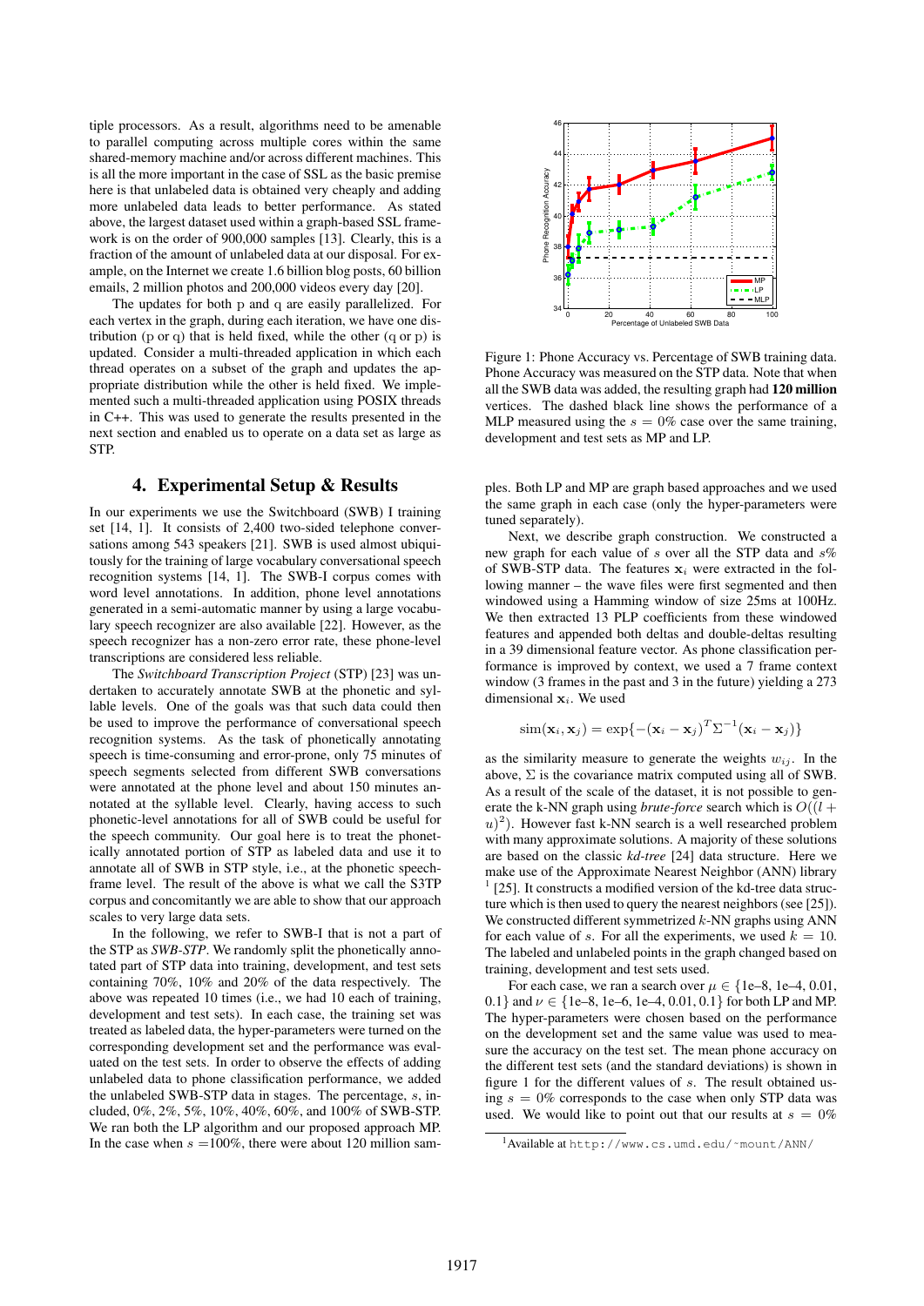tiple processors. As a result, algorithms need to be amenable to parallel computing across multiple cores within the same shared-memory machine and/or across different machines. This is all the more important in the case of SSL as the basic premise here is that unlabeled data is obtained very cheaply and adding more unlabeled data leads to better performance. As stated above, the largest dataset used within a graph-based SSL framework is on the order of 900,000 samples [13]. Clearly, this is a fraction of the amount of unlabeled data at our disposal. For example, on the Internet we create 1.6 billion blog posts, 60 billion emails, 2 million photos and 200,000 videos every day [20].

The updates for both p and q are easily parallelized. For each vertex in the graph, during each iteration, we have one distribution (p or q) that is held fixed, while the other (q or p) is updated. Consider a multi-threaded application in which each thread operates on a subset of the graph and updates the appropriate distribution while the other is held fixed. We implemented such a multi-threaded application using POSIX threads in C++. This was used to generate the results presented in the next section and enabled us to operate on a data set as large as STP.

## 4. Experimental Setup & Results

In our experiments we use the Switchboard (SWB) I training set [14, 1]. It consists of 2,400 two-sided telephone conversations among 543 speakers [21]. SWB is used almost ubiquitously for the training of large vocabulary conversational speech recognition systems [14, 1]. The SWB-I corpus comes with word level annotations. In addition, phone level annotations generated in a semi-automatic manner by using a large vocabulary speech recognizer are also available [22]. However, as the speech recognizer has a non-zero error rate, these phone-level transcriptions are considered less reliable.

The *Switchboard Transcription Project* (STP) [23] was undertaken to accurately annotate SWB at the phonetic and syllable levels. One of the goals was that such data could then be used to improve the performance of conversational speech recognition systems. As the task of phonetically annotating speech is time-consuming and error-prone, only 75 minutes of speech segments selected from different SWB conversations were annotated at the phone level and about 150 minutes annotated at the syllable level. Clearly, having access to such phonetic-level annotations for all of SWB could be useful for the speech community. Our goal here is to treat the phonetically annotated portion of STP as labeled data and use it to annotate all of SWB in STP style, i.e., at the phonetic speech-frame level. The result of the above is what we call the S3TP corpus and concomitantly we are able to show that our approach scales to very large data sets.

In the following, we refer to SWB-I that is not a part of the STP as *SWB-STP*. We randomly split the phonetically annotated part of STP data into training, development, and test sets containing 70%, 10% and 20% of the data respectively. The above was repeated 10 times (i.e., we had 10 each of training, development and test sets). In each case, the training set was treated as labeled data, the hyper-parameters were turned on the corresponding development set and the performance was evaluated on the test sets. In order to observe the effects of adding unlabeled data to phone classification performance, we added the unlabeled SWB-STP data in stages. The percentage, $s$, included, 0%, 2%, 5%, 10%, 40%, 60%, and 100% of SWB-STP. We ran both the LP algorithm and our proposed approach MP. In the case when $s$ =100%, there were about 120 million samples. Both LP and MP are graph based approaches and we used the same graph in each case (only the hyper-parameters were tuned separately).

Figure 1: Phone Accuracy vs. Percentage of SWB training data. Phone Accuracy was measured on the STP data. Note that when all the SWB data was added, the resulting graph had **120 million** vertices. The dashed black line shows the performance of a MLP measured using the $s = 0\%$ case over the same training, development and test sets as MP and LP.

Next, we describe graph construction. We constructed a new graph for each value of $s$ over all the STP data and $s$% of SWB-STP data. The features $\mathbf{x}_i$ were extracted in the following manner – the wave files were first segmented and then windowed using a Hamming window of size 25ms at 100Hz. We then extracted 13 PLP coefficients from these windowed features and appended both deltas and double-deltas resulting in a 39 dimensional feature vector. As phone classification performance is improved by context, we used a 7 frame context window (3 frames in the past and 3 in the future) yielding a 273 dimensional $\mathbf{x}_i$. We used

$$\text{sim}(\mathbf{x}_i, \mathbf{x}_j) = \exp\{-(\mathbf{x}_i - \mathbf{x}_j)^T \Sigma^{-1} (\mathbf{x}_i - \mathbf{x}_j)\}$$

as the similarity measure to generate the weights $w_{ij}$. In the above, $\Sigma$ is the covariance matrix computed using all of SWB. As a result of the scale of the dataset, it is not possible to generate the k-NN graph using *brute-force* search which is $O((l+u)^2)$. However fast k-NN search is a well researched problem with many approximate solutions. A majority of these solutions are based on the classic *kd-tree* [24] data structure. Here we make use of the Approximate Nearest Neighbor (ANN) library [1] [25]. It constructs a modified version of the kd-tree data structure which is then used to query the nearest neighbors (see [25]). We constructed different symmetrized $k$-NN graphs using ANN for each value of $s$. For all the experiments, we used $k = 10$. The labeled and unlabeled points in the graph changed based on training, development and test sets used.

For each case, we ran a search over $\mu \in \{$1e–8, 1e–4, 0.01, 0.1$\}$ and $\nu \in \{$1e–8, 1e–6, 1e–4, 0.01, 0.1$\}$ for both LP and MP. The hyper-parameters were chosen based on the performance on the development set and the same value was used to measure the accuracy on the test set. The mean phone accuracy on the different test sets (and the standard deviations) is shown in figure 1 for the different values of $s$. The result obtained using $s = 0\%$ corresponds to the case when only STP data was used. We would like to point out that our results at $s = 0\%$

[1] Available at `http://www.cs.umd.edu/~mount/ANN/`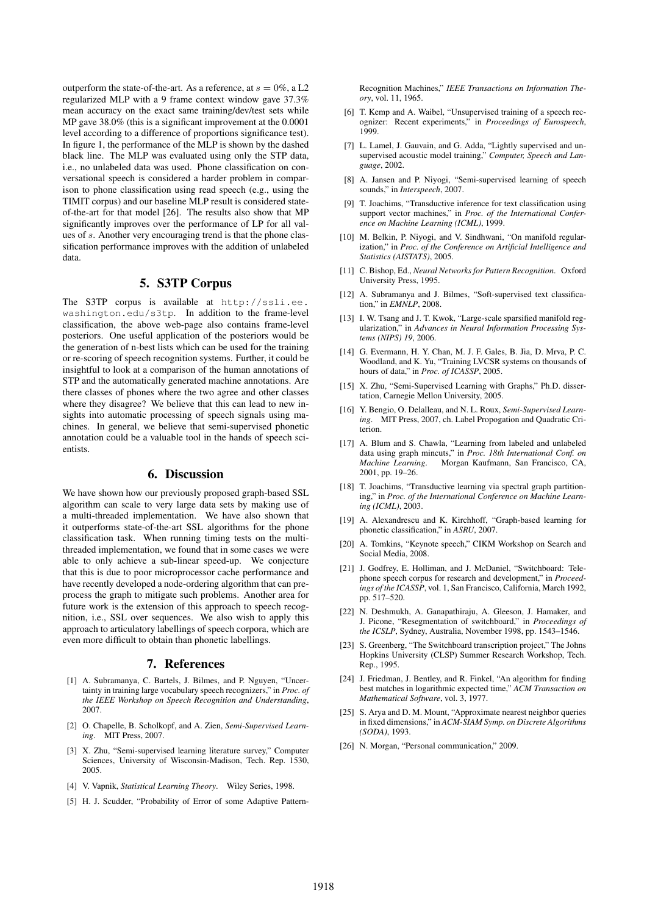outperform the state-of-the-art. As a reference, at $s = 0\%$, a L2 regularized MLP with a 9 frame context window gave 37.3% mean accuracy on the exact same training/dev/test sets while MP gave 38.0% (this is a significant improvement at the 0.0001 level according to a difference of proportions significance test). In figure 1, the performance of the MLP is shown by the dashed black line. The MLP was evaluated using only the STP data, i.e., no unlabeled data was used. Phone classification on conversational speech is considered a harder problem in comparison to phone classification using read speech (e.g., using the TIMIT corpus) and our baseline MLP result is considered state-of-the-art for that model [26]. The results also show that MP significantly improves over the performance of LP for all values of $s$. Another very encouraging trend is that the phone classification performance improves with the addition of unlabeled data.

## 5. S3TP Corpus

The S3TP corpus is available at `http://ssli.ee.washington.edu/s3tp`. In addition to the frame-level classification, the above web-page also contains frame-level posteriors. One useful application of the posteriors would be the generation of n-best lists which can be used for the training or re-scoring of speech recognition systems. Further, it could be insightful to look at a comparison of the human annotations of STP and the automatically generated machine annotations. Are there classes of phones where the two agree and other classes where they disagree? We believe that this can lead to new insights into automatic processing of speech signals using machines. In general, we believe that semi-supervised phonetic annotation could be a valuable tool in the hands of speech scientists.

## 6. Discussion

We have shown how our previously proposed graph-based SSL algorithm can scale to very large data sets by making use of a multi-threaded implementation. We have also shown that it outperforms state-of-the-art SSL algorithms for the phone classification task. When running timing tests on the multi-threaded implementation, we found that in some cases we were able to only achieve a sub-linear speed-up. We conjecture that this is due to poor microprocessor cache performance and have recently developed a node-ordering algorithm that can pre-process the graph to mitigate such problems. Another area for future work is the extension of this approach to speech recognition, i.e., SSL over sequences. We also wish to apply this approach to articulatory labellings of speech corpora, which are even more difficult to obtain than phonetic labellings.

## 7. References

[1] A. Subramanya, C. Bartels, J. Bilmes, and P. Nguyen, "Uncertainty in training large vocabulary speech recognizers," in *Proc. of the IEEE Workshop on Speech Recognition and Understanding*, 2007.

[2] O. Chapelle, B. Scholkopf, and A. Zien, *Semi-Supervised Learning*. MIT Press, 2007.

[3] X. Zhu, "Semi-supervised learning literature survey," Computer Sciences, University of Wisconsin-Madison, Tech. Rep. 1530, 2005.

[4] V. Vapnik, *Statistical Learning Theory*. Wiley Series, 1998.

[5] H. J. Scudder, "Probability of Error of some Adaptive Pattern-Recognition Machines," *IEEE Transactions on Information Theory*, vol. 11, 1965.

[6] T. Kemp and A. Waibel, "Unsupervised training of a speech recognizer: Recent experiments," in *Proceedings of Eurospeech*, 1999.

[7] L. Lamel, J. Gauvain, and G. Adda, "Lightly supervised and unsupervised acoustic model training," *Computer, Speech and Language*, 2002.

[8] A. Jansen and P. Niyogi, "Semi-supervised learning of speech sounds," in *Interspeech*, 2007.

[9] T. Joachims, "Transductive inference for text classification using support vector machines," in *Proc. of the International Conference on Machine Learning (ICML)*, 1999.

[10] M. Belkin, P. Niyogi, and V. Sindhwani, "On manifold regularization," in *Proc. of the Conference on Artificial Intelligence and Statistics (AISTATS)*, 2005.

[11] C. Bishop, Ed., *Neural Networks for Pattern Recognition*. Oxford University Press, 1995.

[12] A. Subramanya and J. Bilmes, "Soft-supervised text classification," in *EMNLP*, 2008.

[13] I. W. Tsang and J. T. Kwok, "Large-scale sparsified manifold regularization," in *Advances in Neural Information Processing Systems (NIPS) 19*, 2006.

[14] G. Evermann, H. Y. Chan, M. J. F. Gales, B. Jia, D. Mrva, P. C. Woodland, and K. Yu, "Training LVCSR systems on thousands of hours of data," in *Proc. of ICASSP*, 2005.

[15] X. Zhu, "Semi-Supervised Learning with Graphs," Ph.D. dissertation, Carnegie Mellon University, 2005.

[16] Y. Bengio, O. Delalleau, and N. L. Roux, *Semi-Supervised Learning*. MIT Press, 2007, ch. Label Propogation and Quadratic Criterion.

[17] A. Blum and S. Chawla, "Learning from labeled and unlabeled data using graph mincuts," in *Proc. 18th International Conf. on Machine Learning*. Morgan Kaufmann, San Francisco, CA, 2001, pp. 19–26.

[18] T. Joachims, "Transductive learning via spectral graph partitioning," in *Proc. of the International Conference on Machine Learning (ICML)*, 2003.

[19] A. Alexandrescu and K. Kirchhoff, "Graph-based learning for phonetic classification," in *ASRU*, 2007.

[20] A. Tomkins, "Keynote speech," CIKM Workshop on Search and Social Media, 2008.

[21] J. Godfrey, E. Holliman, and J. McDaniel, "Switchboard: Telephone speech corpus for research and development," in *Proceedings of the ICASSP*, vol. 1, San Francisco, California, March 1992, pp. 517–520.

[22] N. Deshmukh, A. Ganapathiraju, A. Gleeson, J. Hamaker, and J. Picone, "Resegmentation of switchboard," in *Proceedings of the ICSLP*, Sydney, Australia, November 1998, pp. 1543–1546.

[23] S. Greenberg, "The Switchboard transcription project," The Johns Hopkins University (CLSP) Summer Research Workshop, Tech. Rep., 1995.

[24] J. Friedman, J. Bentley, and R. Finkel, "An algorithm for finding best matches in logarithmic expected time," *ACM Transaction on Mathematical Software*, vol. 3, 1977.

[25] S. Arya and D. M. Mount, "Approximate nearest neighbor queries in fixed dimensions," in *ACM-SIAM Symp. on Discrete Algorithms (SODA)*, 1993.

[26] N. Morgan, "Personal communication," 2009.